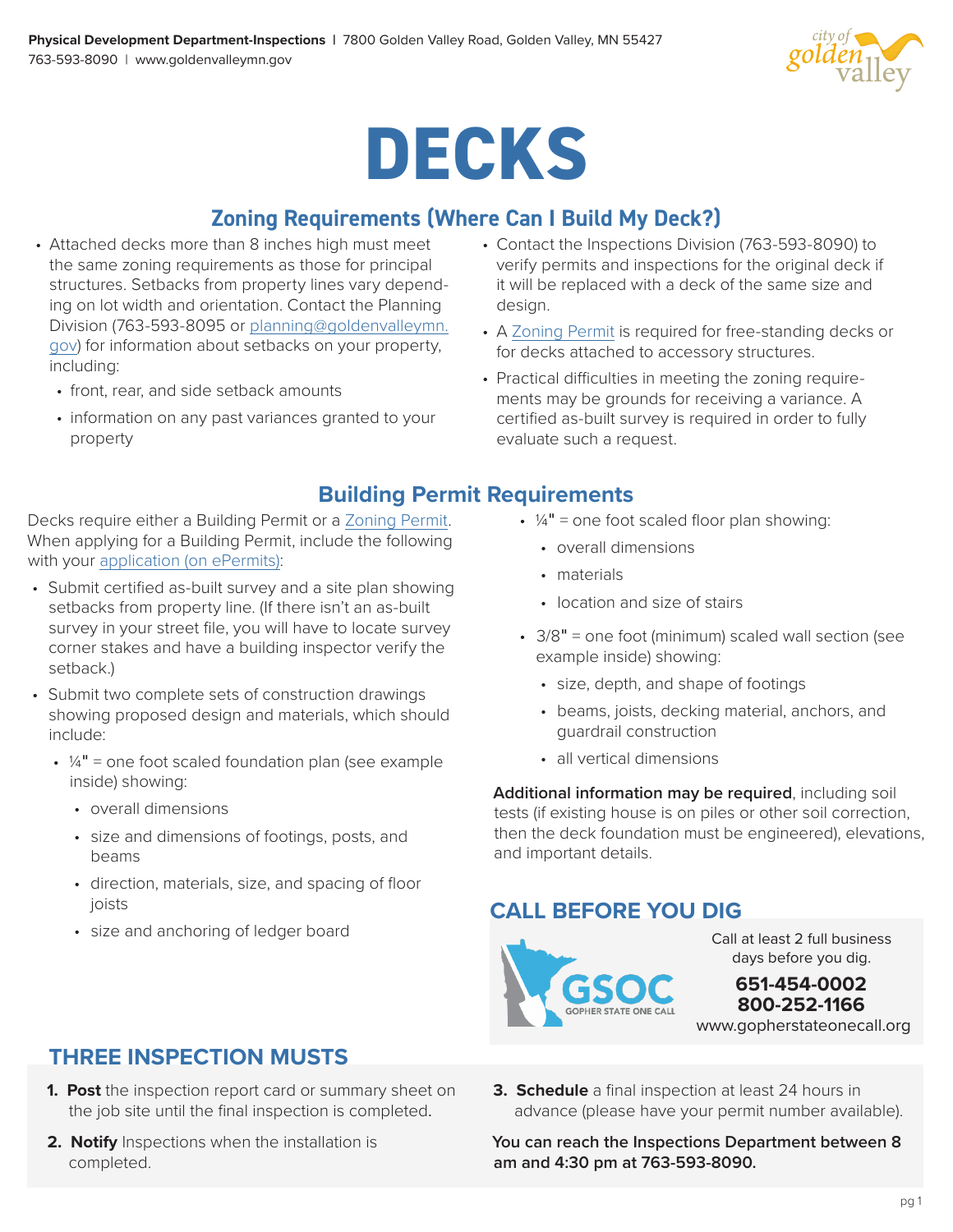Physical Development Department-Inspections | 7800 Golden Valley Road, Golden Valley, MN 55427
763-593-8090 | www.goldenvalleymn.gov

# DECKS

## Zoning Requirements (Where Can I Build My Deck?)

- Attached decks more than 8 inches high must meet the same zoning requirements as those for principal structures. Setbacks from property lines vary depending on lot width and orientation. Contact the Planning Division (763-593-8095 or planning@goldenvalleymn.gov) for information about setbacks on your property, including:
  - front, rear, and side setback amounts
  - information on any past variances granted to your property
- Contact the Inspections Division (763-593-8090) to verify permits and inspections for the original deck if it will be replaced with a deck of the same size and design.
- A Zoning Permit is required for free-standing decks or for decks attached to accessory structures.
- Practical difficulties in meeting the zoning requirements may be grounds for receiving a variance. A certified as-built survey is required in order to fully evaluate such a request.

## Building Permit Requirements

Decks require either a Building Permit or a Zoning Permit. When applying for a Building Permit, include the following with your application (on ePermits):

- Submit certified as-built survey and a site plan showing setbacks from property line. (If there isn't an as-built survey in your street file, you will have to locate survey corner stakes and have a building inspector verify the setback.)
- Submit two complete sets of construction drawings showing proposed design and materials, which should include:
  - ¼" = one foot scaled foundation plan (see example inside) showing:
    - overall dimensions
    - size and dimensions of footings, posts, and beams
    - direction, materials, size, and spacing of floor joists
    - size and anchoring of ledger board
  - ¼" = one foot scaled floor plan showing:
    - overall dimensions
    - materials
    - location and size of stairs
  - 3/8" = one foot (minimum) scaled wall section (see example inside) showing:
    - size, depth, and shape of footings
    - beams, joists, decking material, anchors, and guardrail construction
    - all vertical dimensions

**Additional information may be required**, including soil tests (if existing house is on piles or other soil correction, then the deck foundation must be engineered), elevations, and important details.

## CALL BEFORE YOU DIG

GSOC Gopher State One Call

Call at least 2 full business days before you dig.

**651-454-0002**
**800-252-1166**
www.gopherstateonecall.org

## THREE INSPECTION MUSTS

1. **Post** the inspection report card or summary sheet on the job site until the final inspection is completed.
2. **Notify** Inspections when the installation is completed.
3. **Schedule** a final inspection at least 24 hours in advance (please have your permit number available).

**You can reach the Inspections Department between 8 am and 4:30 pm at 763-593-8090.**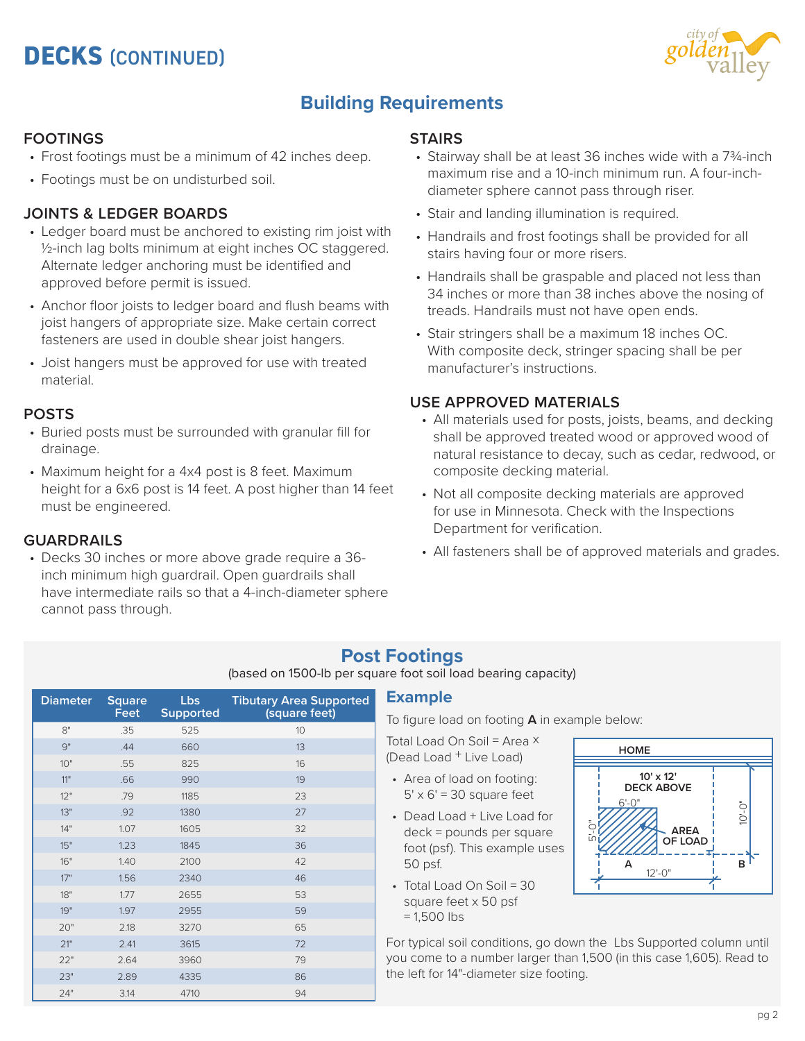# DECKS (CONTINUED)

## Building Requirements

### FOOTINGS

- Frost footings must be a minimum of 42 inches deep.
- Footings must be on undisturbed soil.

### JOINTS & LEDGER BOARDS

- Ledger board must be anchored to existing rim joist with ½-inch lag bolts minimum at eight inches OC staggered. Alternate ledger anchoring must be identified and approved before permit is issued.
- Anchor floor joists to ledger board and flush beams with joist hangers of appropriate size. Make certain correct fasteners are used in double shear joist hangers.
- Joist hangers must be approved for use with treated material.

### POSTS

- Buried posts must be surrounded with granular fill for drainage.
- Maximum height for a 4x4 post is 8 feet. Maximum height for a 6x6 post is 14 feet. A post higher than 14 feet must be engineered.

### GUARDRAILS

- Decks 30 inches or more above grade require a 36-inch minimum high guardrail. Open guardrails shall have intermediate rails so that a 4-inch-diameter sphere cannot pass through.

### STAIRS

- Stairway shall be at least 36 inches wide with a 7¾-inch maximum rise and a 10-inch minimum run. A four-inch-diameter sphere cannot pass through riser.
- Stair and landing illumination is required.
- Handrails and frost footings shall be provided for all stairs having four or more risers.
- Handrails shall be graspable and placed not less than 34 inches or more than 38 inches above the nosing of treads. Handrails must not have open ends.
- Stair stringers shall be a maximum 18 inches OC. With composite deck, stringer spacing shall be per manufacturer's instructions.

### USE APPROVED MATERIALS

- All materials used for posts, joists, beams, and decking shall be approved treated wood or approved wood of natural resistance to decay, such as cedar, redwood, or composite decking material.
- Not all composite decking materials are approved for use in Minnesota. Check with the Inspections Department for verification.
- All fasteners shall be of approved materials and grades.

## Post Footings

(based on 1500-lb per square foot soil load bearing capacity)

| Diameter | Square Feet | Lbs Supported | Tributary Area Supported (square feet) |
|---|---|---|---|
| 8" | .35 | 525 | 10 |
| 9" | .44 | 660 | 13 |
| 10" | .55 | 825 | 16 |
| 11" | .66 | 990 | 19 |
| 12" | .79 | 1185 | 23 |
| 13" | .92 | 1380 | 27 |
| 14" | 1.07 | 1605 | 32 |
| 15" | 1.23 | 1845 | 36 |
| 16" | 1.40 | 2100 | 42 |
| 17" | 1.56 | 2340 | 46 |
| 18" | 1.77 | 2655 | 53 |
| 19" | 1.97 | 2955 | 59 |
| 20" | 2.18 | 3270 | 65 |
| 21" | 2.41 | 3615 | 72 |
| 22" | 2.64 | 3960 | 79 |
| 23" | 2.89 | 4335 | 86 |
| 24" | 3.14 | 4710 | 94 |

### Example

To figure load on footing **A** in example below:

Total Load On Soil = Area x (Dead Load + Live Load)

- Area of load on footing: 5' x 6' = 30 square feet
- Dead Load + Live Load for deck = pounds per square foot (psf). This example uses 50 psf.
- Total Load On Soil = 30 square feet x 50 psf = 1,500 lbs

HOME

10' x 12' DECK ABOVE

6'-0" | 5'-0" | 10'-0" | 12'-0"

AREA OF LOAD

A | B

For typical soil conditions, go down the Lbs Supported column until you come to a number larger than 1,500 (in this case 1,605). Read to the left for 14"-diameter size footing.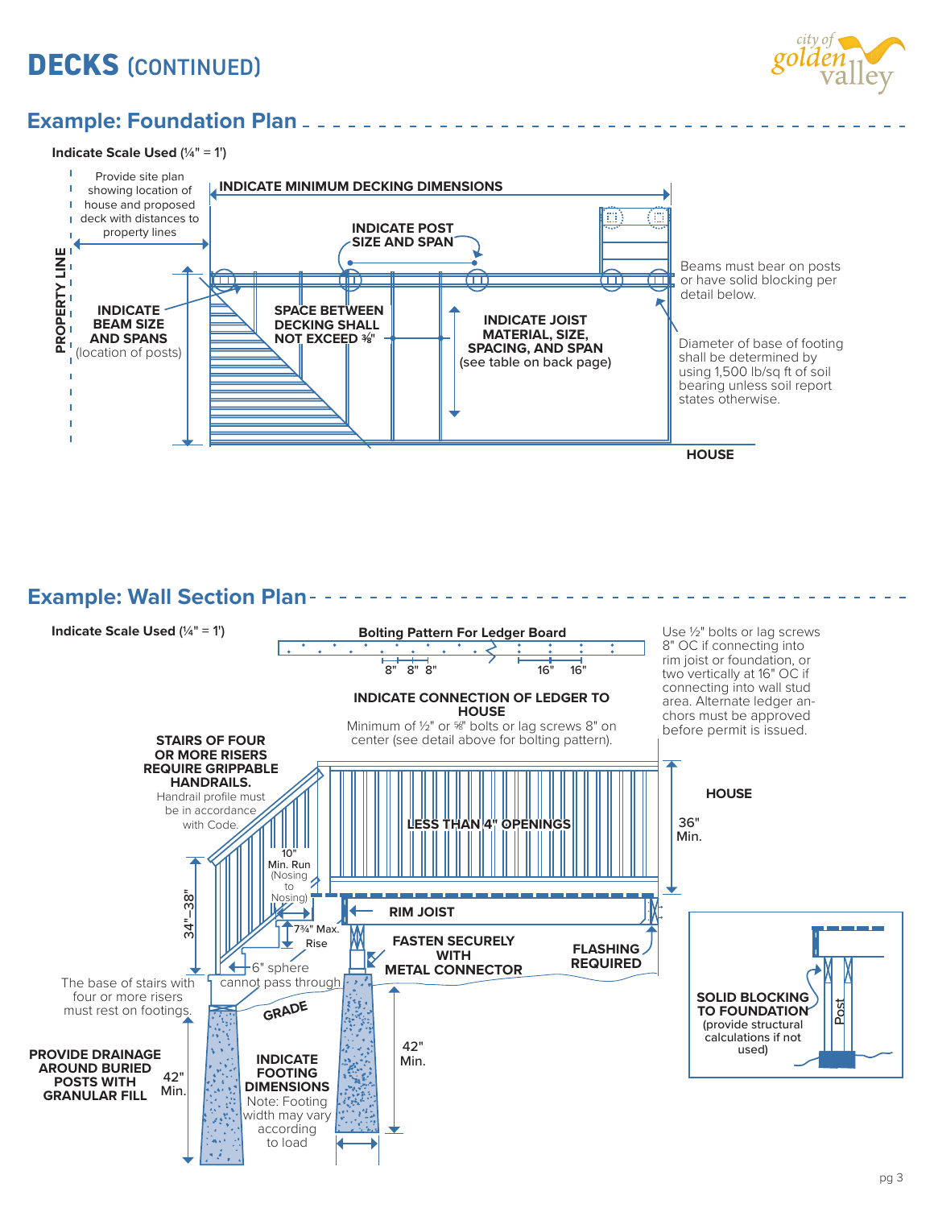# DECKS (CONTINUED)

## Example: Foundation Plan

**Indicate Scale Used** (¼" = 1')

Provide site plan showing location of house and proposed deck with distances to property lines

PROPERTY LINE

**INDICATE MINIMUM DECKING DIMENSIONS**

**INDICATE POST SIZE AND SPAN**

**INDICATE BEAM SIZE AND SPANS** (location of posts)

**SPACE BETWEEN DECKING SHALL NOT EXCEED ⅜"**

**INDICATE JOIST MATERIAL, SIZE, SPACING, AND SPAN** (see table on back page)

Beams must bear on posts or have solid blocking per detail below.

Diameter of base of footing shall be determined by using 1,500 lb/sq ft of soil bearing unless soil report states otherwise.

**HOUSE**

## Example: Wall Section Plan

**Indicate Scale Used** (¼" = 1')

**Bolting Pattern For Ledger Board**

8" 8" 8" 16" 16"

Use ½" bolts or lag screws 8" OC if connecting into rim joist or foundation, or two vertically at 16" OC if connecting into wall stud area. Alternate ledger anchors must be approved before permit is issued.

**INDICATE CONNECTION OF LEDGER TO HOUSE**

Minimum of ½" or ⅝" bolts or lag screws 8" on center (see detail above for bolting pattern).

**STAIRS OF FOUR OR MORE RISERS REQUIRE GRIPPABLE HANDRAILS.** Handrail profile must be in accordance with Code.

**HOUSE**

**LESS THAN 4" OPENINGS**

36" Min.

34"–38"

10" Min. Run (Nosing to Nosing)

7¾" Max. Rise

6" sphere cannot pass through

**RIM JOIST**

**FASTEN SECURELY WITH METAL CONNECTOR**

**FLASHING REQUIRED**

GRADE

The base of stairs with four or more risers must rest on footings.

**PROVIDE DRAINAGE AROUND BURIED POSTS WITH GRANULAR FILL**

42" Min.

**INDICATE FOOTING DIMENSIONS**

Note: Footing width may vary according to load

42" Min.

**SOLID BLOCKING TO FOUNDATION** (provide structural calculations if not used)

Post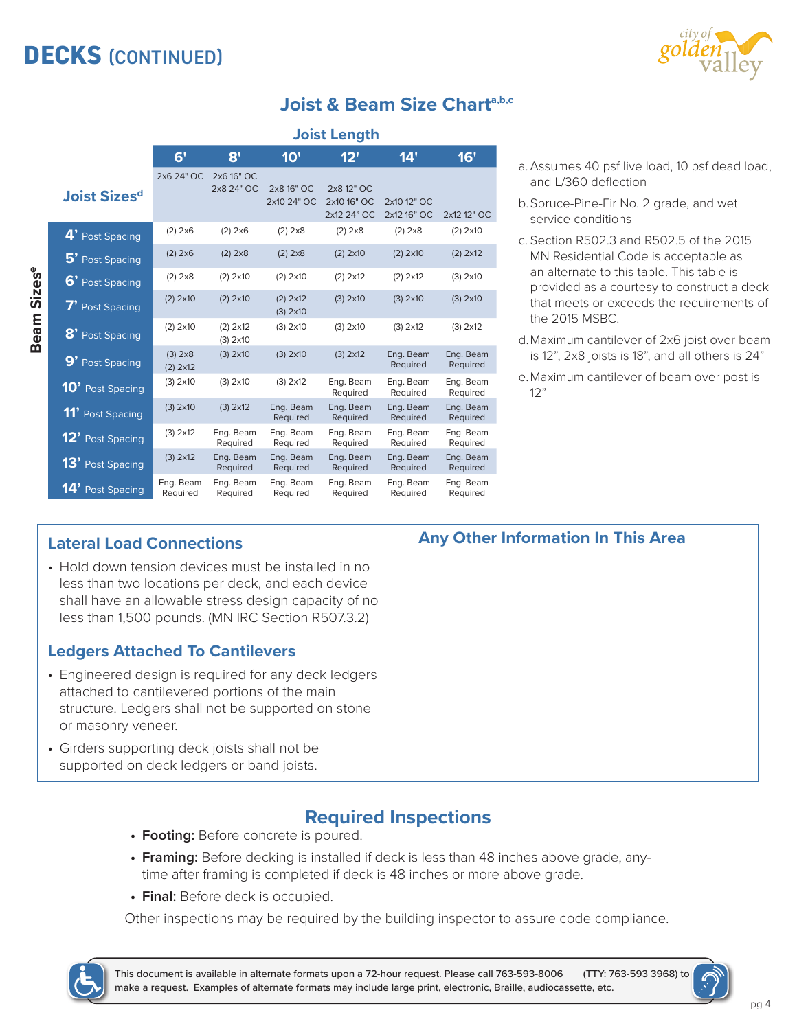# DECKS (CONTINUED)

## Joist & Beam Size Chart[a,b,c]

| | Joist Length | | | | | |
|---|---|---|---|---|---|---|
| | 6' | 8' | 10' | 12' | 14' | 16' |
| Joist Sizes[d] | 2x6 24" OC | 2x6 16" OC<br>2x8 24" OC | 2x8 16" OC<br>2x10 24" OC | 2x8 12" OC<br>2x10 16" OC<br>2x12 24" OC | 2x10 12" OC<br>2x12 16" OC | 2x12 12" OC |
| **Beam Sizes[e]** | | | | | | |
| 4' Post Spacing | (2) 2x6 | (2) 2x6 | (2) 2x8 | (2) 2x8 | (2) 2x8 | (2) 2x10 |
| 5' Post Spacing | (2) 2x6 | (2) 2x8 | (2) 2x8 | (2) 2x10 | (2) 2x10 | (2) 2x12 |
| 6' Post Spacing | (2) 2x8 | (2) 2x10 | (2) 2x10 | (2) 2x12 | (2) 2x12 | (3) 2x10 |
| 7' Post Spacing | (2) 2x10 | (2) 2x10 | (2) 2x12<br>(3) 2x10 | (3) 2x10 | (3) 2x10 | (3) 2x10 |
| 8' Post Spacing | (2) 2x10 | (2) 2x12<br>(3) 2x10 | (3) 2x10 | (3) 2x10 | (3) 2x12 | (3) 2x12 |
| 9' Post Spacing | (3) 2x8<br>(2) 2x12 | (3) 2x10 | (3) 2x10 | (3) 2x12 | Eng. Beam Required | Eng. Beam Required |
| 10' Post Spacing | (3) 2x10 | (3) 2x10 | (3) 2x12 | Eng. Beam Required | Eng. Beam Required | Eng. Beam Required |
| 11' Post Spacing | (3) 2x10 | (3) 2x12 | Eng. Beam Required | Eng. Beam Required | Eng. Beam Required | Eng. Beam Required |
| 12' Post Spacing | (3) 2x12 | Eng. Beam Required | Eng. Beam Required | Eng. Beam Required | Eng. Beam Required | Eng. Beam Required |
| 13' Post Spacing | (3) 2x12 | Eng. Beam Required | Eng. Beam Required | Eng. Beam Required | Eng. Beam Required | Eng. Beam Required |
| 14' Post Spacing | Eng. Beam Required | Eng. Beam Required | Eng. Beam Required | Eng. Beam Required | Eng. Beam Required | Eng. Beam Required |

a. Assumes 40 psf live load, 10 psf dead load, and L/360 deflection

b. Spruce-Pine-Fir No. 2 grade, and wet service conditions

c. Section R502.3 and R502.5 of the 2015 MN Residential Code is acceptable as an alternate to this table. This table is provided as a courtesy to construct a deck that meets or exceeds the requirements of the 2015 MSBC.

d. Maximum cantilever of 2x6 joist over beam is 12", 2x8 joists is 18", and all others is 24"

e. Maximum cantilever of beam over post is 12"

### Lateral Load Connections

- Hold down tension devices must be installed in no less than two locations per deck, and each device shall have an allowable stress design capacity of no less than 1,500 pounds. (MN IRC Section R507.3.2)

### Ledgers Attached To Cantilevers

- Engineered design is required for any deck ledgers attached to cantilevered portions of the main structure. Ledgers shall not be supported on stone or masonry veneer.
- Girders supporting deck joists shall not be supported on deck ledgers or band joists.

### Any Other Information In This Area

## Required Inspections

- **Footing:** Before concrete is poured.
- **Framing:** Before decking is installed if deck is less than 48 inches above grade, anytime after framing is completed if deck is 48 inches or more above grade.
- **Final:** Before deck is occupied.

Other inspections may be required by the building inspector to assure code compliance.

This document is available in alternate formats upon a 72-hour request. Please call 763-593-8006 (TTY: 763-593 3968) to make a request. Examples of alternate formats may include large print, electronic, Braille, audiocassette, etc.